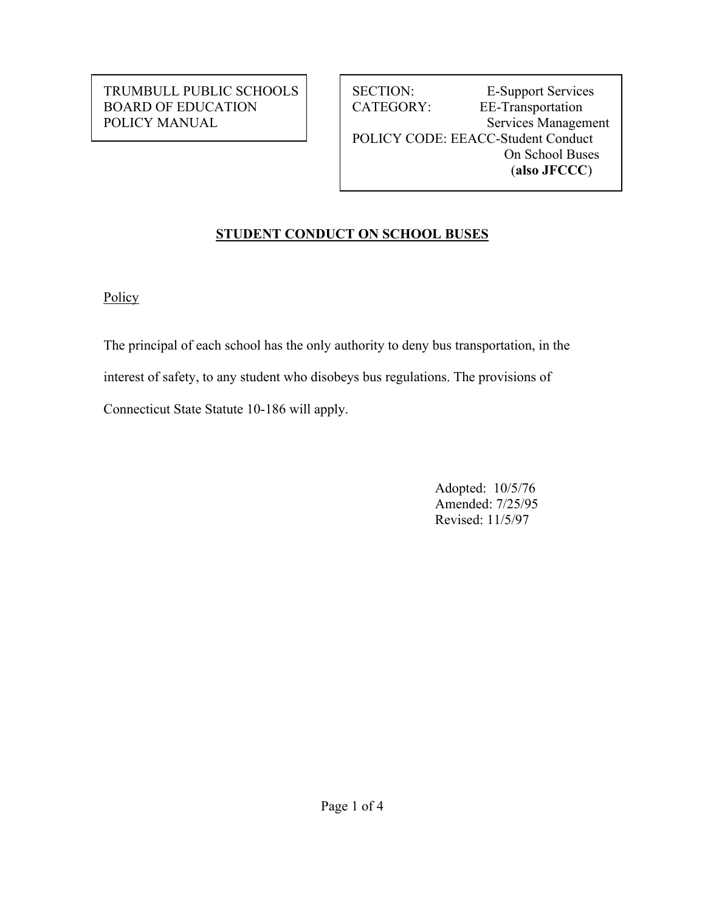TRUMBULL PUBLIC SCHOOLS
BOARD OF EDUCATION
POLICY MANUAL

SECTION: E-Support Services
CATEGORY: EE-Transportation Services Management
POLICY CODE: EEACC-Student Conduct On School Buses (**also JFCCC**)

# STUDENT CONDUCT ON SCHOOL BUSES

## Policy

The principal of each school has the only authority to deny bus transportation, in the interest of safety, to any student who disobeys bus regulations. The provisions of Connecticut State Statute 10-186 will apply.

Adopted: 10/5/76
Amended: 7/25/95
Revised: 11/5/97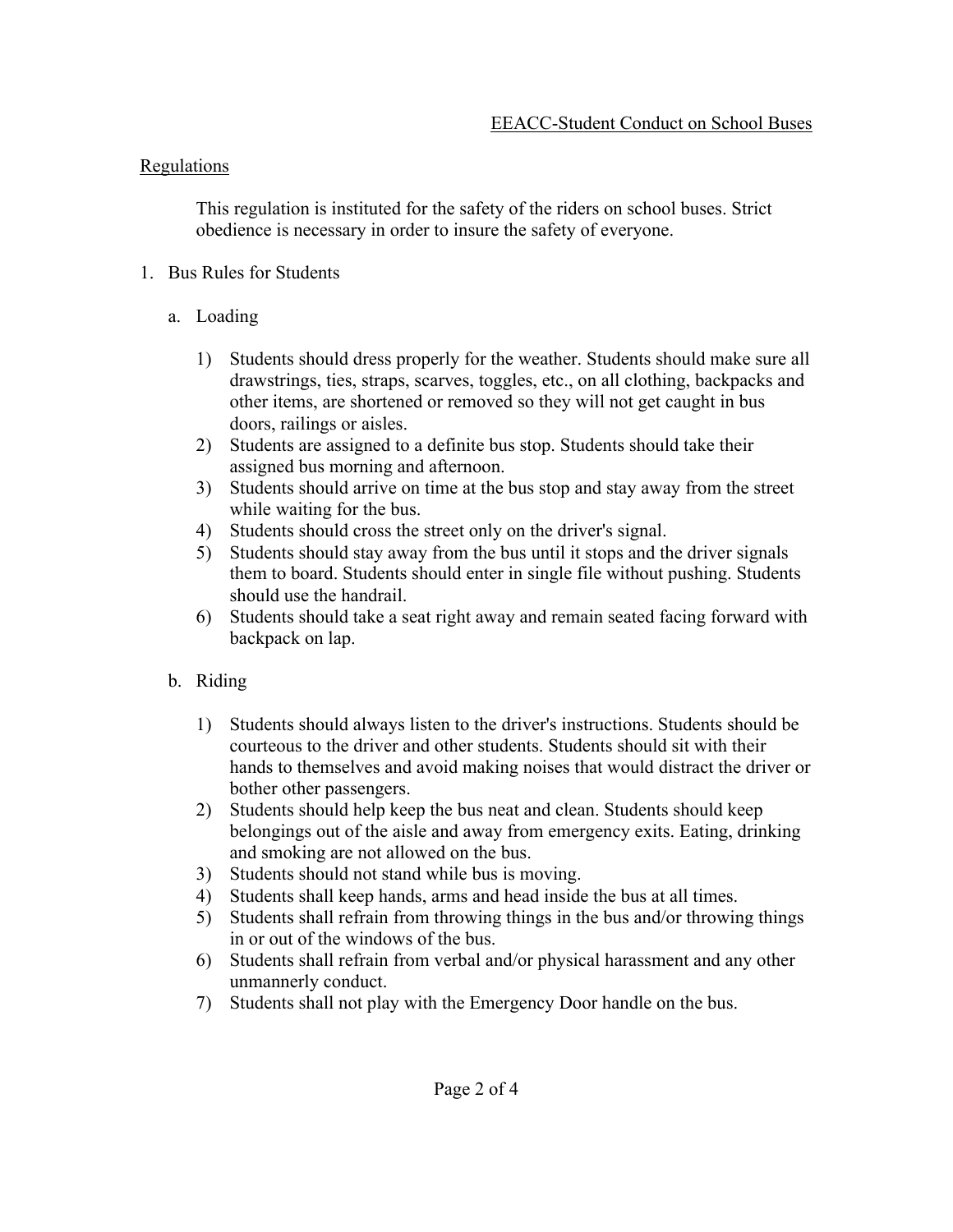EEACC-Student Conduct on School Buses

## Regulations

This regulation is instituted for the safety of the riders on school buses. Strict obedience is necessary in order to insure the safety of everyone.

1. Bus Rules for Students

   a. Loading

      1) Students should dress properly for the weather. Students should make sure all drawstrings, ties, straps, scarves, toggles, etc., on all clothing, backpacks and other items, are shortened or removed so they will not get caught in bus doors, railings or aisles.
      2) Students are assigned to a definite bus stop. Students should take their assigned bus morning and afternoon.
      3) Students should arrive on time at the bus stop and stay away from the street while waiting for the bus.
      4) Students should cross the street only on the driver's signal.
      5) Students should stay away from the bus until it stops and the driver signals them to board. Students should enter in single file without pushing. Students should use the handrail.
      6) Students should take a seat right away and remain seated facing forward with backpack on lap.

   b. Riding

      1) Students should always listen to the driver's instructions. Students should be courteous to the driver and other students. Students should sit with their hands to themselves and avoid making noises that would distract the driver or bother other passengers.
      2) Students should help keep the bus neat and clean. Students should keep belongings out of the aisle and away from emergency exits. Eating, drinking and smoking are not allowed on the bus.
      3) Students should not stand while bus is moving.
      4) Students shall keep hands, arms and head inside the bus at all times.
      5) Students shall refrain from throwing things in the bus and/or throwing things in or out of the windows of the bus.
      6) Students shall refrain from verbal and/or physical harassment and any other unmannerly conduct.
      7) Students shall not play with the Emergency Door handle on the bus.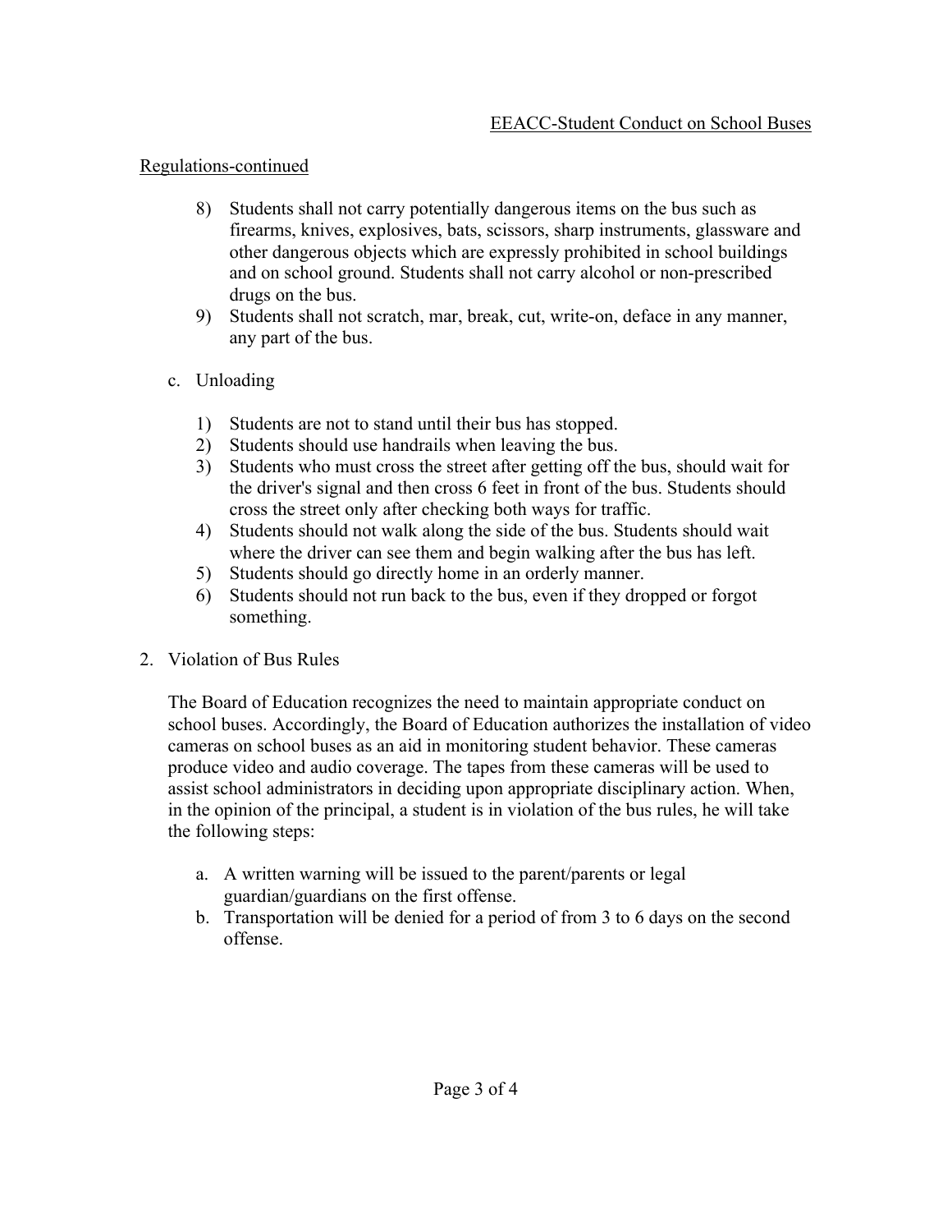Regulations-continued

8) Students shall not carry potentially dangerous items on the bus such as firearms, knives, explosives, bats, scissors, sharp instruments, glassware and other dangerous objects which are expressly prohibited in school buildings and on school ground. Students shall not carry alcohol or non-prescribed drugs on the bus.
9) Students shall not scratch, mar, break, cut, write-on, deface in any manner, any part of the bus.

c. Unloading

1) Students are not to stand until their bus has stopped.
2) Students should use handrails when leaving the bus.
3) Students who must cross the street after getting off the bus, should wait for the driver's signal and then cross 6 feet in front of the bus. Students should cross the street only after checking both ways for traffic.
4) Students should not walk along the side of the bus. Students should wait where the driver can see them and begin walking after the bus has left.
5) Students should go directly home in an orderly manner.
6) Students should not run back to the bus, even if they dropped or forgot something.

2. Violation of Bus Rules

The Board of Education recognizes the need to maintain appropriate conduct on school buses. Accordingly, the Board of Education authorizes the installation of video cameras on school buses as an aid in monitoring student behavior. These cameras produce video and audio coverage. The tapes from these cameras will be used to assist school administrators in deciding upon appropriate disciplinary action. When, in the opinion of the principal, a student is in violation of the bus rules, he will take the following steps:

a. A written warning will be issued to the parent/parents or legal guardian/guardians on the first offense.
b. Transportation will be denied for a period of from 3 to 6 days on the second offense.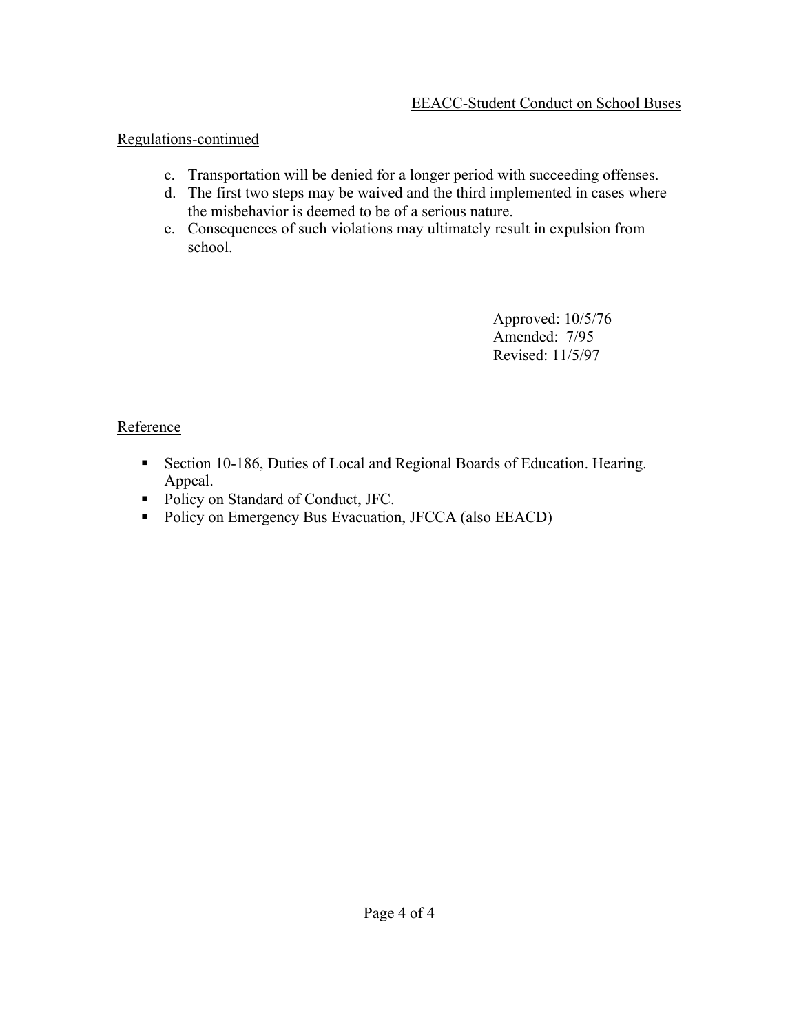Regulations-continued

c. Transportation will be denied for a longer period with succeeding offenses.
d. The first two steps may be waived and the third implemented in cases where the misbehavior is deemed to be of a serious nature.
e. Consequences of such violations may ultimately result in expulsion from school.

Approved: 10/5/76
Amended: 7/95
Revised: 11/5/97

Reference

- Section 10-186, Duties of Local and Regional Boards of Education. Hearing. Appeal.
- Policy on Standard of Conduct, JFC.
- Policy on Emergency Bus Evacuation, JFCCA (also EEACD)